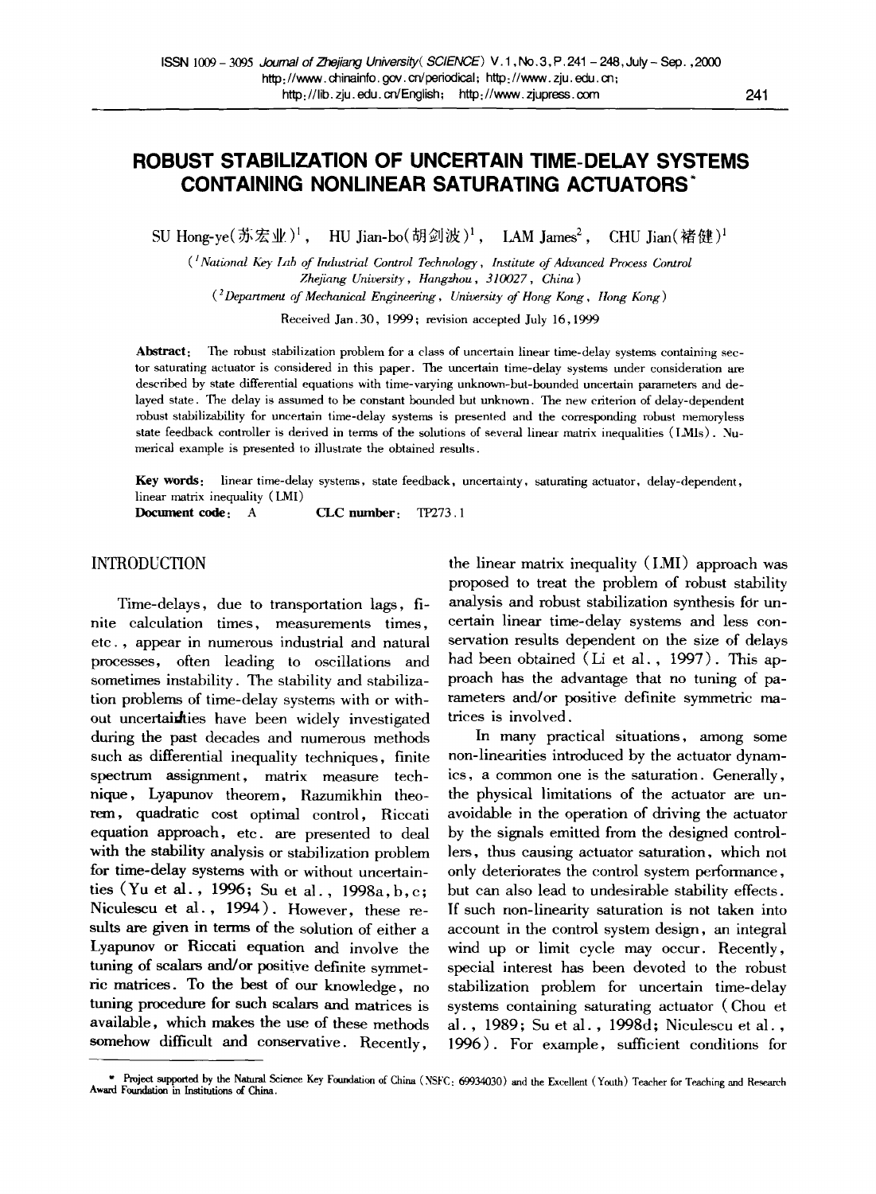# ROBUST STABILIZATION OF UNCERTAIN TIME-DELAY SYSTEMS CONTAINING NONLINEAR SATURATING ACTUATORS*

SU Hong-ye(苏宏业)[1], HU Jian-bo(胡剑波)[1], LAM James[2], CHU Jian(褚健)[1]

([1] *National Key Lab of Industrial Control Technology, Institute of Advanced Process Control Zhejiang University, Hangzhou, 310027, China*)

([2] *Department of Mechanical Engineering, University of Hong Kong, Hong Kong*)

Received Jan. 30, 1999; revision accepted July 16, 1999

**Abstract:** The robust stabilization problem for a class of uncertain linear time-delay systems containing sector saturating actuator is considered in this paper. The uncertain time-delay systems under consideration are described by state differential equations with time-varying unknown-but-bounded uncertain parameters and delayed state. The delay is assumed to be constant bounded but unknown. The new criterion of delay-dependent robust stabilizability for uncertain time-delay systems is presented and the corresponding robust memoryless state feedback controller is derived in terms of the solutions of several linear matrix inequalities (LMIs). Numerical example is presented to illustrate the obtained results.

**Key words:** linear time-delay systems, state feedback, uncertainty, saturating actuator, delay-dependent, linear matrix inequality (LMI)

**Document code:** A  **CLC number:** TP273.1

## INTRODUCTION

Time-delays, due to transportation lags, finite calculation times, measurements times, etc., appear in numerous industrial and natural processes, often leading to oscillations and sometimes instability. The stability and stabilization problems of time-delay systems with or without uncertainties have been widely investigated during the past decades and numerous methods such as differential inequality techniques, finite spectrum assignment, matrix measure technique, Lyapunov theorem, Razumikhin theorem, quadratic cost optimal control, Riccati equation approach, etc. are presented to deal with the stability analysis or stabilization problem for time-delay systems with or without uncertainties (Yu et al., 1996; Su et al., 1998a, b, c; Niculescu et al., 1994). However, these results are given in terms of the solution of either a Lyapunov or Riccati equation and involve the tuning of scalars and/or positive definite symmetric matrices. To the best of our knowledge, no tuning procedure for such scalars and matrices is available, which makes the use of these methods somehow difficult and conservative. Recently, the linear matrix inequality (LMI) approach was proposed to treat the problem of robust stability analysis and robust stabilization synthesis for uncertain linear time-delay systems and less conservation results dependent on the size of delays had been obtained (Li et al., 1997). This approach has the advantage that no tuning of parameters and/or positive definite symmetric matrices is involved.

In many practical situations, among some non-linearities introduced by the actuator dynamics, a common one is the saturation. Generally, the physical limitations of the actuator are unavoidable in the operation of driving the actuator by the signals emitted from the designed controllers, thus causing actuator saturation, which not only deteriorates the control system performance, but can also lead to undesirable stability effects. If such non-linearity saturation is not taken into account in the control system design, an integral wind up or limit cycle may occur. Recently, special interest has been devoted to the robust stabilization problem for uncertain time-delay systems containing saturating actuator (Chou et al., 1989; Su et al., 1998d; Niculescu et al., 1996). For example, sufficient conditions for

* Project supported by the Natural Science Key Foundation of China (NSFC: 69934030) and the Excellent (Youth) Teacher for Teaching and Research Award Foundation in Institutions of China.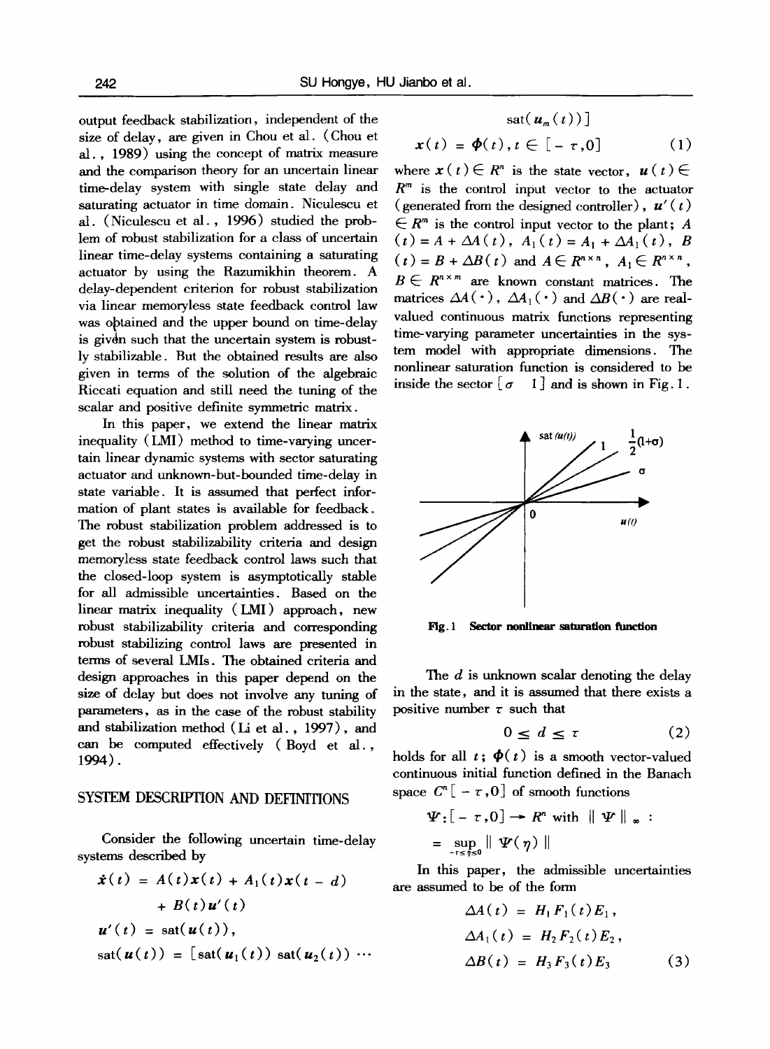output feedback stabilization, independent of the size of delay, are given in Chou et al. (Chou et al., 1989) using the concept of matrix measure and the comparison theory for an uncertain linear time-delay system with single state delay and saturating actuator in time domain. Niculescu et al. (Niculescu et al., 1996) studied the problem of robust stabilization for a class of uncertain linear time-delay systems containing a saturating actuator by using the Razumikhin theorem. A delay-dependent criterion for robust stabilization via linear memoryless state feedback control law was obtained and the upper bound on time-delay is given such that the uncertain system is robustly stabilizable. But the obtained results are also given in terms of the solution of the algebraic Riccati equation and still need the tuning of the scalar and positive definite symmetric matrix.

In this paper, we extend the linear matrix inequality (LMI) method to time-varying uncertain linear dynamic systems with sector saturating actuator and unknown-but-bounded time-delay in state variable. It is assumed that perfect information of plant states is available for feedback. The robust stabilization problem addressed is to get the robust stabilizability criteria and design memoryless state feedback control laws such that the closed-loop system is asymptotically stable for all admissible uncertainties. Based on the linear matrix inequality (LMI) approach, new robust stabilizability criteria and corresponding robust stabilizing control laws are presented in terms of several LMIs. The obtained criteria and design approaches in this paper depend on the size of delay but does not involve any tuning of parameters, as in the case of the robust stability and stabilization method (Li et al., 1997), and can be computed effectively (Boyd et al., 1994).

## SYSTEM DESCRIPTION AND DEFINITIONS

Consider the following uncertain time-delay systems described by

$$\dot{x}(t) = A(t)x(t) + A_1(t)x(t-d) + B(t)u'(t)$$

$$u'(t) = \mathrm{sat}(u(t)),$$

$$\mathrm{sat}(u(t)) = [\mathrm{sat}(u_1(t))\ \mathrm{sat}(u_2(t))\ \cdots\ \mathrm{sat}(u_m(t))]$$

$$x(t) = \Phi(t), t \in [-\tau, 0] \tag{1}$$

where $x(t) \in R^n$ is the state vector, $u(t) \in R^m$ is the control input vector to the actuator (generated from the designed controller), $u'(t) \in R^m$ is the control input vector to the plant; $A(t) = A + \Delta A(t)$, $A_1(t) = A_1 + \Delta A_1(t)$, $B(t) = B + \Delta B(t)$ and $A \in R^{n\times n}$, $A_1 \in R^{n\times n}$, $B \in R^{n\times m}$ are known constant matrices. The matrices $\Delta A(\cdot)$, $\Delta A_1(\cdot)$ and $\Delta B(\cdot)$ are real-valued continuous matrix functions representing time-varying parameter uncertainties in the system model with appropriate dimensions. The nonlinear saturation function is considered to be inside the sector $[\sigma \quad 1]$ and is shown in Fig. 1.

Fig. 1 Sector nonlinear saturation function

The $d$ is unknown scalar denoting the delay in the state, and it is assumed that there exists a positive number $\tau$ such that

$$0 \le d \le \tau \tag{2}$$

holds for all $t$; $\Phi(t)$ is a smooth vector-valued continuous initial function defined in the Banach space $C^n[-\tau, 0]$ of smooth functions

$$\Psi: [-\tau, 0] \to R^n \text{ with } \|\Psi\|_\infty := \sup_{-\tau \le \eta \le 0} \|\Psi(\eta)\|$$

In this paper, the admissible uncertainties are assumed to be of the form

$$\Delta A(t) = H_1 F_1(t) E_1,$$

$$\Delta A_1(t) = H_2 F_2(t) E_2,$$

$$\Delta B(t) = H_3 F_3(t) E_3 \tag{3}$$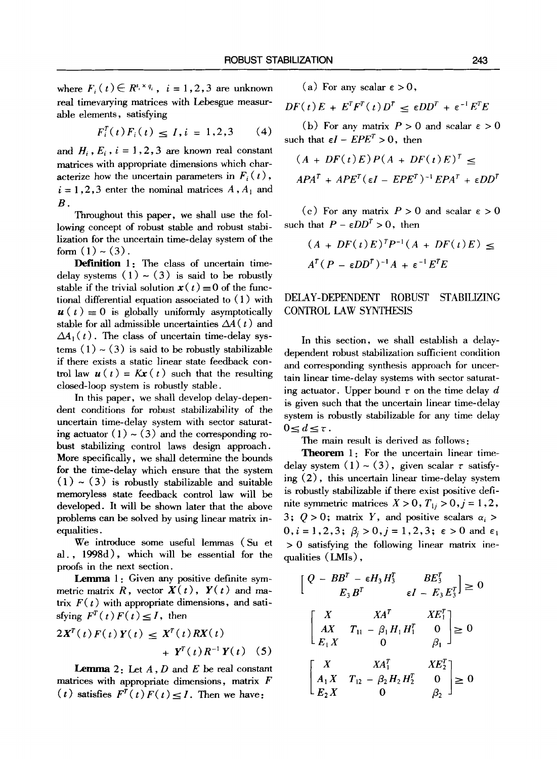where $F_i(t) \in R^{s_i \times q_i}$, $i = 1,2,3$ are unknown real timevarying matrices with Lebesgue measurable elements, satisfying

$$F_i^T(t) F_i(t) \leq I, i = 1,2,3 \quad (4)$$

and $H_i$, $E_i$, $i = 1,2,3$ are known real constant matrices with appropriate dimensions which characterize how the uncertain parameters in $F_i(t)$, $i = 1,2,3$ enter the nominal matrices $A$, $A_1$ and $B$.

Throughout this paper, we shall use the following concept of robust stable and robust stabilization for the uncertain time-delay system of the form (1) ~ (3).

**Definition** 1: The class of uncertain time-delay systems (1) ~ (3) is said to be robustly stable if the trivial solution $\boldsymbol{x}(t) \equiv 0$ of the functional differential equation associated to (1) with $\boldsymbol{u}(t) \equiv 0$ is globally uniformly asymptotically stable for all admissible uncertainties $\Delta A(t)$ and $\Delta A_1(t)$. The class of uncertain time-delay systems (1) ~ (3) is said to be robustly stabilizable if there exists a static linear state feedback control law $\boldsymbol{u}(t) = K\boldsymbol{x}(t)$ such that the resulting closed-loop system is robustly stable.

In this paper, we shall develop delay-dependent conditions for robust stabilizability of the uncertain time-delay system with sector saturating actuator (1) ~ (3) and the corresponding robust stabilizing control laws design approach. More specifically, we shall determine the bounds for the time-delay which ensure that the system (1) ~ (3) is robustly stabilizable and suitable memoryless state feedback control law will be developed. It will be shown later that the above problems can be solved by using linear matrix inequalities.

We introduce some useful lemmas (Su et al., 1998d), which will be essential for the proofs in the next section.

**Lemma** 1: Given any positive definite symmetric matrix $R$, vector $\boldsymbol{X}(t)$, $\boldsymbol{Y}(t)$ and matrix $F(t)$ with appropriate dimensions, and satisfying $F^T(t) F(t) \leq I$, then

$$2\boldsymbol{X}^T(t) F(t) \boldsymbol{Y}(t) \leq \boldsymbol{X}^T(t) R \boldsymbol{X}(t) + \boldsymbol{Y}^T(t) R^{-1} \boldsymbol{Y}(t) \quad (5)$$

**Lemma** 2: Let $A$, $D$ and $E$ be real constant matrices with appropriate dimensions, matrix $F(t)$ satisfies $F^T(t) F(t) \leq I$. Then we have:

(a) For any scalar $\varepsilon > 0$,

$$DF(t)E + E^T F^T(t) D^T \leq \varepsilon D D^T + \varepsilon^{-1} E^T E$$

(b) For any matrix $P > 0$ and scalar $\varepsilon > 0$ such that $\varepsilon I - EPE^T > 0$, then

$$(A + DF(t)E) P (A + DF(t)E)^T \leq APA^T + APE^T(\varepsilon I - EPE^T)^{-1} EPA^T + \varepsilon D D^T$$

(c) For any matrix $P > 0$ and scalar $\varepsilon > 0$ such that $P - \varepsilon D D^T > 0$, then

$$(A + DF(t)E)^T P^{-1} (A + DF(t)E) \leq A^T (P - \varepsilon D D^T)^{-1} A + \varepsilon^{-1} E^T E$$

## DELAY-DEPENDENT ROBUST STABILIZING CONTROL LAW SYNTHESIS

In this section, we shall establish a delay-dependent robust stabilization sufficient condition and corresponding synthesis approach for uncertain linear time-delay systems with sector saturating actuator. Upper bound $\tau$ on the time delay $d$ is given such that the uncertain linear time-delay system is robustly stabilizable for any time delay $0 \leq d \leq \tau$.

The main result is derived as follows:

**Theorem** 1: For the uncertain linear time-delay system (1) ~ (3), given scalar $\tau$ satisfying (2), this uncertain linear time-delay system is robustly stabilizable if there exist positive definite symmetric matrices $X > 0$, $T_{1j} > 0$, $j = 1,2,3$; $Q > 0$; matrix $Y$, and positive scalars $\alpha_i > 0$, $i = 1,2,3$; $\beta_j > 0$, $j = 1,2,3$; $\varepsilon > 0$ and $\varepsilon_1 > 0$ satisfying the following linear matrix inequalities (LMIs),

$$\begin{bmatrix} Q - BB^T - \varepsilon H_3 H_3^T & BE_3^T \\ E_3 B^T & \varepsilon I - E_3 E_3^T \end{bmatrix} \geq 0$$

$$\begin{bmatrix} X & XA^T & XE_1^T \\ AX & T_{11} - \beta_1 H_1 H_1^T & 0 \\ E_1 X & 0 & \beta_1 \end{bmatrix} \geq 0$$

$$\begin{bmatrix} X & XA_1^T & XE_2^T \\ A_1 X & T_{12} - \beta_2 H_2 H_2^T & 0 \\ E_2 X & 0 & \beta_2 \end{bmatrix} \geq 0$$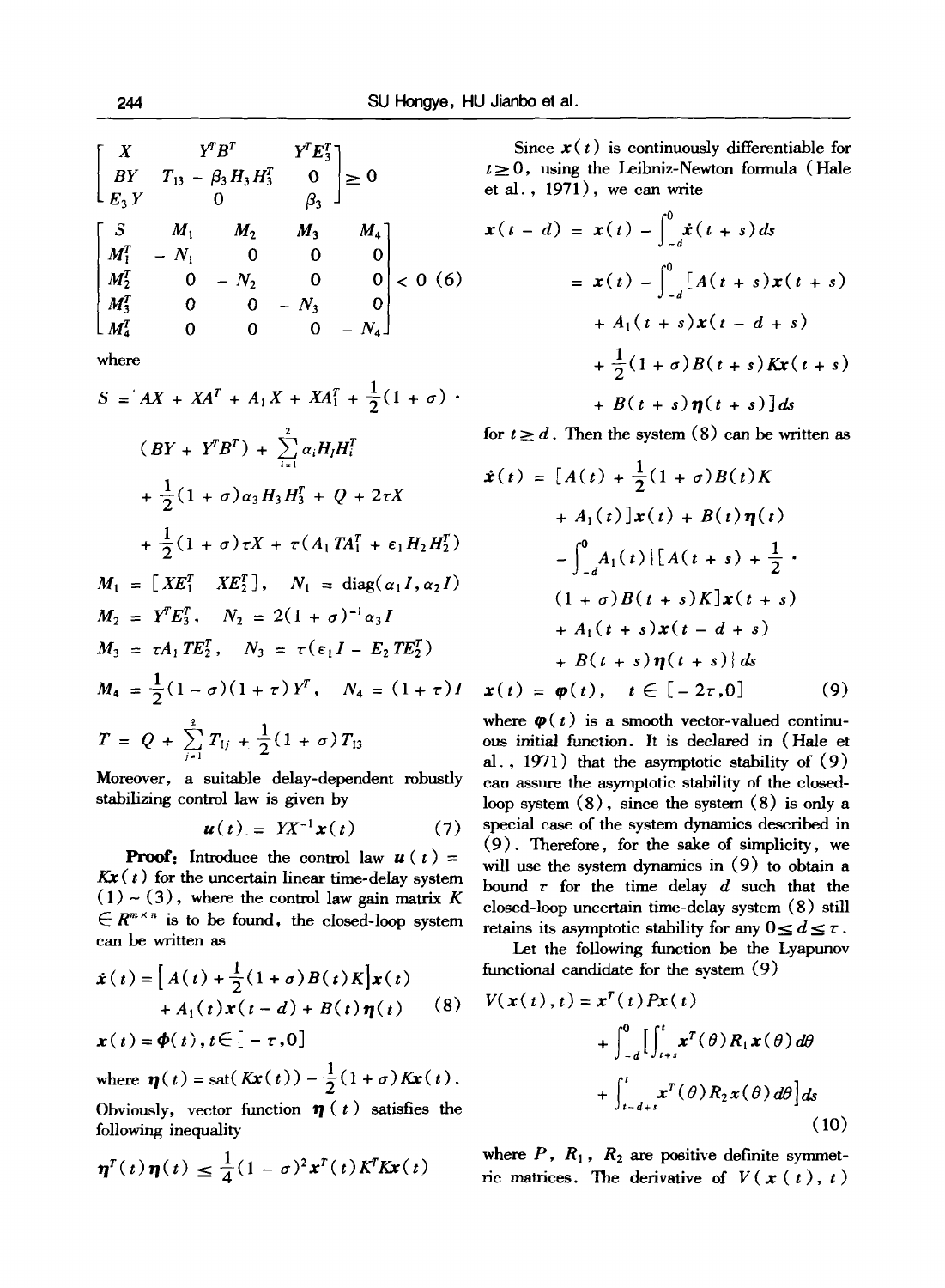$$\begin{bmatrix} X & Y^T B^T & Y^T E_3^T \\ BY & T_{13} - \beta_3 H_3 H_3^T & 0 \\ E_3 Y & 0 & \beta_3 \end{bmatrix} \geq 0$$

$$\begin{bmatrix} S & M_1 & M_2 & M_3 & M_4 \\ M_1^T & -N_1 & 0 & 0 & 0 \\ M_2^T & 0 & -N_2 & 0 & 0 \\ M_3^T & 0 & 0 & -N_3 & 0 \\ M_4^T & 0 & 0 & 0 & -N_4 \end{bmatrix} < 0 \quad (6)$$

where

$$S = AX + XA^T + A_1 X + XA_1^T + \frac{1}{2}(1+\sigma) \cdot (BY + Y^T B^T) + \sum_{i=1}^{2} \alpha_i H_i H_i^T + \frac{1}{2}(1+\sigma)\alpha_3 H_3 H_3^T + Q + 2\tau X + \frac{1}{2}(1+\sigma)\tau X + \tau(A_1 T A_1^T + \varepsilon_1 H_2 H_2^T)$$

$$M_1 = [XE_1^T \quad XE_2^T], \quad N_1 = \mathrm{diag}(\alpha_1 I, \alpha_2 I)$$

$$M_2 = Y^T E_3^T, \quad N_2 = 2(1+\sigma)^{-1}\alpha_3 I$$

$$M_3 = \tau A_1 T E_2^T, \quad N_3 = \tau(\varepsilon_1 I - E_2 T E_2^T)$$

$$M_4 = \frac{1}{2}(1-\sigma)(1+\tau)Y^T, \quad N_4 = (1+\tau)I$$

$$T = Q + \sum_{j=1}^{2} T_{1j} + \frac{1}{2}(1+\sigma)T_{13}$$

Moreover, a suitable delay-dependent robustly stabilizing control law is given by

$$u(t) = YX^{-1}x(t) \quad (7)$$

**Proof:** Introduce the control law $u(t) = Kx(t)$ for the uncertain linear time-delay system (1) ~ (3), where the control law gain matrix $K \in R^{m \times n}$ is to be found, the closed-loop system can be written as

$$\dot{x}(t) = \left[A(t) + \frac{1}{2}(1+\sigma)B(t)K\right]x(t) + A_1(t)x(t-d) + B(t)\eta(t) \quad (8)$$

$$x(t) = \phi(t), t \in [-\tau, 0]$$

where $\eta(t) = \mathrm{sat}(Kx(t)) - \frac{1}{2}(1+\sigma)Kx(t)$.

Obviously, vector function $\eta(t)$ satisfies the following inequality

$$\eta^T(t)\eta(t) \leq \frac{1}{4}(1-\sigma)^2 x^T(t) K^T K x(t)$$

Since $x(t)$ is continuously differentiable for $t \geq 0$, using the Leibniz-Newton formula (Hale et al., 1971), we can write

$$x(t-d) = x(t) - \int_{-d}^{0} \dot{x}(t+s)ds = x(t) - \int_{-d}^{0} [A(t+s)x(t+s) + A_1(t+s)x(t-d+s) + \frac{1}{2}(1+\sigma)B(t+s)Kx(t+s) + B(t+s)\eta(t+s)]ds$$

for $t \geq d$. Then the system (8) can be written as

$$\dot{x}(t) = [A(t) + \frac{1}{2}(1+\sigma)B(t)K + A_1(t)]x(t) + B(t)\eta(t) - \int_{-d}^{0} A_1(t)\{[A(t+s) + \frac{1}{2} \cdot (1+\sigma)B(t+s)K]x(t+s) + A_1(t+s)x(t-d+s) + B(t+s)\eta(t+s)\}ds$$

$$x(t) = \varphi(t), \quad t \in [-2\tau, 0] \quad (9)$$

where $\varphi(t)$ is a smooth vector-valued continuous initial function. It is declared in (Hale et al., 1971) that the asymptotic stability of (9) can assure the asymptotic stability of the closed-loop system (8), since the system (8) is only a special case of the system dynamics described in (9). Therefore, for the sake of simplicity, we will use the system dynamics in (9) to obtain a bound $\tau$ for the time delay $d$ such that the closed-loop uncertain time-delay system (8) still retains its asymptotic stability for any $0 \leq d \leq \tau$.

Let the following function be the Lyapunov functional candidate for the system (9)

$$V(x(t), t) = x^T(t)Px(t) + \int_{-d}^{0} \left[\int_{t+s}^{t} x^T(\theta)R_1 x(\theta)d\theta + \int_{t-d+s}^{t} x^T(\theta)R_2 x(\theta)d\theta\right]ds \quad (10)$$

where $P$, $R_1$, $R_2$ are positive definite symmetric matrices. The derivative of $V(x(t), t)$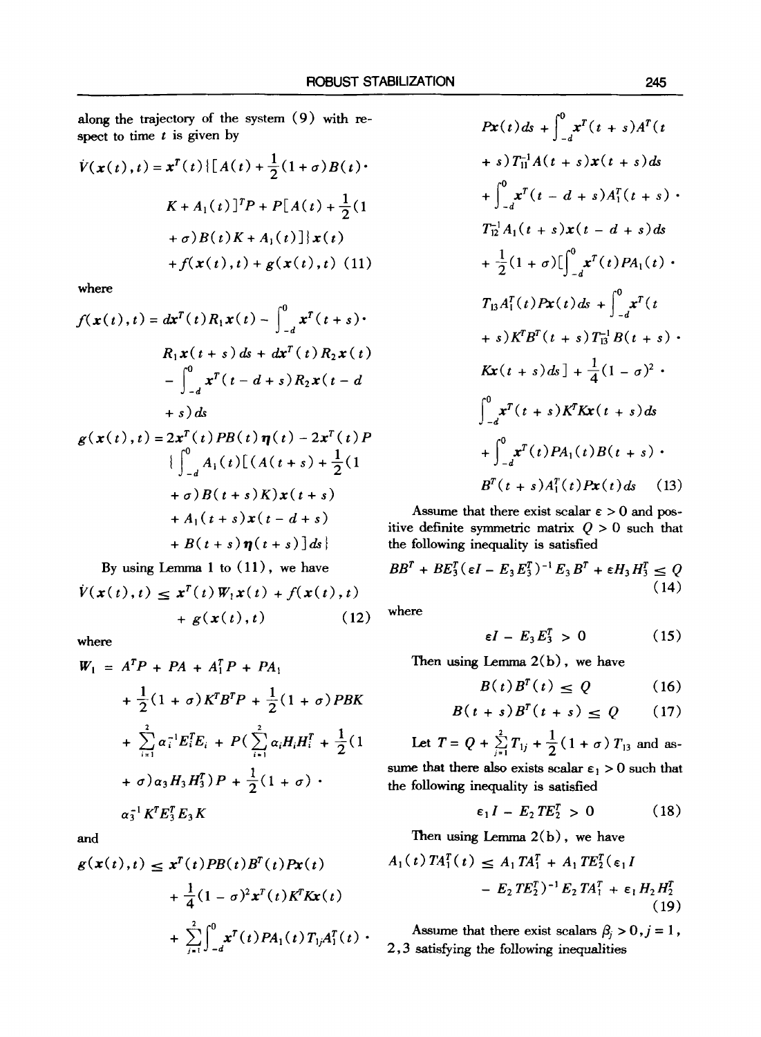along the trajectory of the system (9) with respect to time $t$ is given by

$$\dot{V}(x(t),t) = x^T(t)\{[A(t) + \frac{1}{2}(1+\sigma)B(t) \cdot K + A_1(t)]^T P + P[A(t) + \frac{1}{2}(1+\sigma)B(t)K + A_1(t)]\}x(t) + f(x(t),t) + g(x(t),t) \quad (11)$$

where

$$f(x(t),t) = dx^T(t)R_1x(t) - \int_{-d}^{0} x^T(t+s) \cdot R_1 x(t+s)\,ds + dx^T(t)R_2x(t) - \int_{-d}^{0} x^T(t-d+s)R_2x(t-d+s)\,ds$$

$$g(x(t),t) = 2x^T(t)PB(t)\eta(t) - 2x^T(t)P\{\int_{-d}^{0} A_1(t)[(A(t+s) + \frac{1}{2}(1+\sigma)B(t+s)K)x(t+s) + A_1(t+s)x(t-d+s) + B(t+s)\eta(t+s)]ds\}$$

By using Lemma 1 to (11), we have

$$\dot{V}(x(t),t) \le x^T(t)W_1x(t) + f(x(t),t) + g(x(t),t) \quad (12)$$

where

$$W_1 = A^TP + PA + A_1^TP + PA_1 + \frac{1}{2}(1+\sigma)K^TB^TP + \frac{1}{2}(1+\sigma)PBK + \sum_{i=1}^{2}\alpha_i^{-1}E_i^TE_i + P(\sum_{i=1}^{2}\alpha_iH_iH_i^T + \frac{1}{2}(1+\sigma)\alpha_3H_3H_3^T)P + \frac{1}{2}(1+\sigma) \cdot \alpha_3^{-1}K^TE_3^TE_3K$$

and

$$g(x(t),t) \le x^T(t)PB(t)B^T(t)Px(t) + \frac{1}{4}(1-\sigma)^2x^T(t)K^TKx(t) + \sum_{j=1}^{2}\int_{-d}^{0} x^T(t)PA_1(t)T_{1j}A_1^T(t) \cdot Px(t)ds + \int_{-d}^{0} x^T(t+s)A^T(t+s)T_{11}^{-1}A(t+s)x(t+s)ds + \int_{-d}^{0} x^T(t-d+s)A_1^T(t+s) \cdot T_{12}^{-1}A_1(t+s)x(t-d+s)ds + \frac{1}{2}(1+\sigma)[\int_{-d}^{0} x^T(t)PA_1(t) \cdot T_{13}A_1^T(t)Px(t)ds + \int_{-d}^{0} x^T(t+s)K^TB^T(t+s)T_{13}^{-1}B(t+s) \cdot Kx(t+s)ds] + \frac{1}{4}(1-\sigma)^2 \cdot \int_{-d}^{0} x^T(t+s)K^TKx(t+s)ds + \int_{-d}^{0} x^T(t)PA_1(t)B(t+s) \cdot B^T(t+s)A_1^T(t)Px(t)ds \quad (13)$$

Assume that there exist scalar $\varepsilon > 0$ and positive definite symmetric matrix $Q > 0$ such that the following inequality is satisfied

$$BB^T + BE_3^T(\varepsilon I - E_3E_3^T)^{-1}E_3B^T + \varepsilon H_3H_3^T \le Q \quad (14)$$

where

$$\varepsilon I - E_3E_3^T > 0 \quad (15)$$

Then using Lemma 2(b), we have

$$B(t)B^T(t) \le Q \quad (16)$$

$$B(t+s)B^T(t+s) \le Q \quad (17)$$

Let $T = Q + \sum_{j=1}^{2} T_{1j} + \frac{1}{2}(1+\sigma)T_{13}$ and assume that there also exists scalar $\varepsilon_1 > 0$ such that the following inequality is satisfied

$$\varepsilon_1 I - E_2TE_2^T > 0 \quad (18)$$

Then using Lemma 2(b), we have

$$A_1(t)TA_1^T(t) \le A_1TA_1^T + A_1TE_2^T(\varepsilon_1 I - E_2TE_2^T)^{-1}E_2TA_1^T + \varepsilon_1H_2H_2^T \quad (19)$$

Assume that there exist scalars $\beta_j > 0, j = 1, 2, 3$ satisfying the following inequalities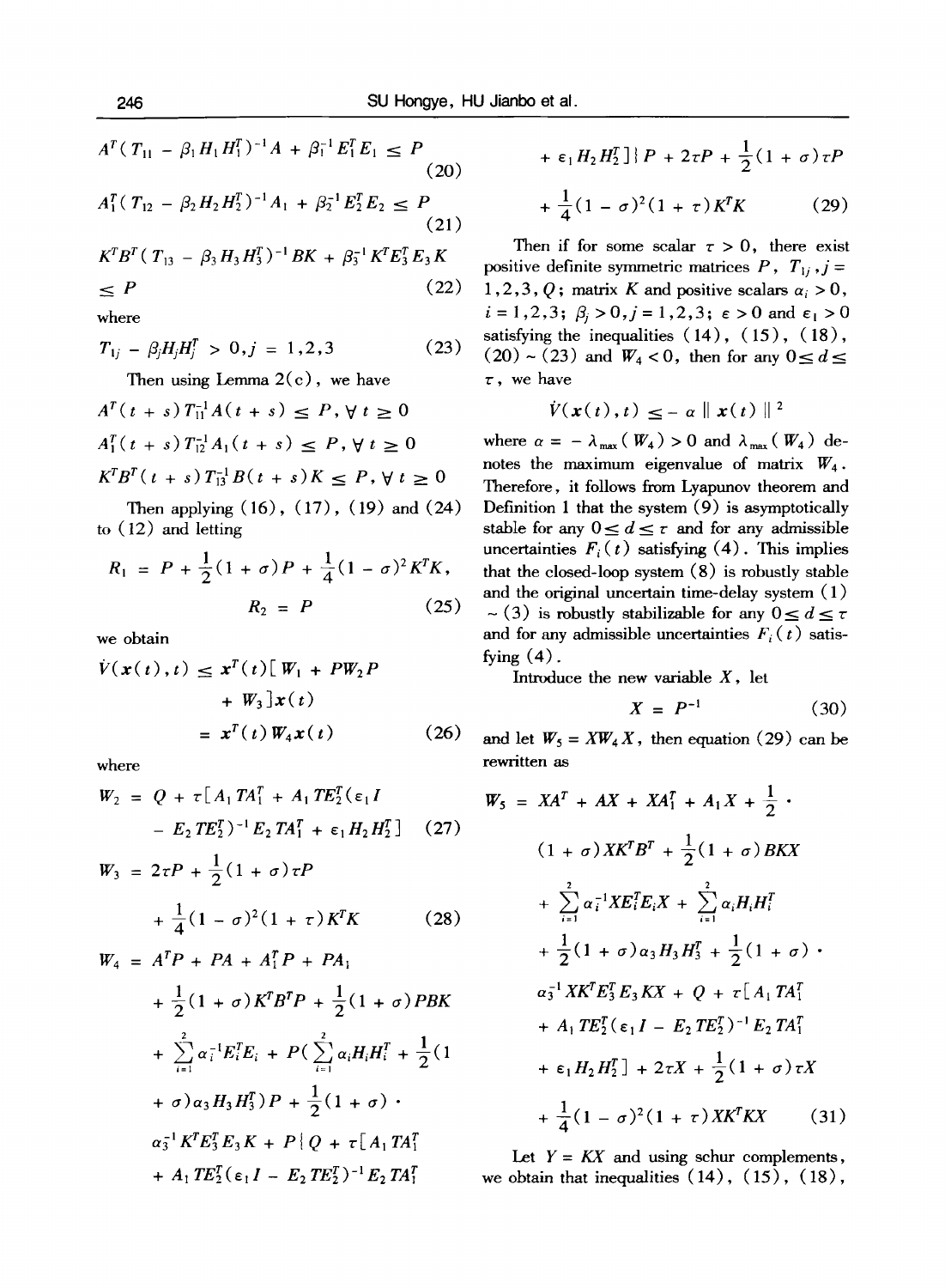$$A^T(T_{11} - \beta_1 H_1 H_1^T)^{-1} A + \beta_1^{-1} E_1^T E_1 \leq P \tag{20}$$

$$A_1^T(T_{12} - \beta_2 H_2 H_2^T)^{-1} A_1 + \beta_2^{-1} E_2^T E_2 \leq P \tag{21}$$

$$K^T B^T(T_{13} - \beta_3 H_3 H_3^T)^{-1} BK + \beta_3^{-1} K^T E_3^T E_3 K \leq P \tag{22}$$

where

$$T_{1j} - \beta_j H_j H_j^T > 0, j = 1,2,3 \tag{23}$$

Then using Lemma 2(c), we have

$$A^T(t+s) T_{11}^{-1} A(t+s) \leq P, \forall t \geq 0$$

$$A_1^T(t+s) T_{12}^{-1} A_1(t+s) \leq P, \forall t \geq 0$$

$$K^T B^T(t+s) T_{13}^{-1} B(t+s) K \leq P, \forall t \geq 0$$

Then applying (16), (17), (19) and (24) to (12) and letting

$$R_1 = P + \frac{1}{2}(1+\sigma)P + \frac{1}{4}(1-\sigma)^2 K^T K,$$

$$R_2 = P \tag{25}$$

we obtain

$$\dot{V}(x(t),t) \leq x^T(t)[W_1 + PW_2P + W_3]x(t) = x^T(t) W_4 x(t) \tag{26}$$

where

$$W_2 = Q + \tau[A_1 T A_1^T + A_1 T E_2^T(\varepsilon_1 I - E_2 T E_2^T)^{-1} E_2 T A_1^T + \varepsilon_1 H_2 H_2^T] \tag{27}$$

$$W_3 = 2\tau P + \frac{1}{2}(1+\sigma)\tau P + \frac{1}{4}(1-\sigma)^2(1+\tau) K^T K \tag{28}$$

$$\begin{aligned} W_4 = {} & A^T P + PA + A_1^T P + PA_1 + \frac{1}{2}(1+\sigma) K^T B^T P + \frac{1}{2}(1+\sigma) PBK \\ & + \sum_{i=1}^{2} \alpha_i^{-1} E_i^T E_i + P\Big(\sum_{i=1}^{2} \alpha_i H_i H_i^T + \frac{1}{2}(1+\sigma)\alpha_3 H_3 H_3^T\Big)P + \frac{1}{2}(1+\sigma) \cdot \\ & \alpha_3^{-1} K^T E_3^T E_3 K + P\{Q + \tau[A_1 T A_1^T + A_1 T E_2^T(\varepsilon_1 I - E_2 T E_2^T)^{-1} E_2 T A_1^T \\ & + \varepsilon_1 H_2 H_2^T]\}P + 2\tau P + \frac{1}{2}(1+\sigma)\tau P + \frac{1}{4}(1-\sigma)^2(1+\tau) K^T K \end{aligned} \tag{29}$$

Then if for some scalar $\tau > 0$, there exist positive definite symmetric matrices $P$, $T_{1j}, j = 1,2,3, Q$; matrix $K$ and positive scalars $\alpha_i > 0$, $i = 1,2,3$; $\beta_j > 0, j = 1,2,3$; $\varepsilon > 0$ and $\varepsilon_1 > 0$ satisfying the inequalities (14), (15), (18), (20) ~ (23) and $W_4 < 0$, then for any $0 \leq d \leq \tau$, we have

$$\dot{V}(x(t),t) \leq -\alpha \| x(t) \|^2$$

where $\alpha = -\lambda_{\max}(W_4) > 0$ and $\lambda_{\max}(W_4)$ denotes the maximum eigenvalue of matrix $W_4$. Therefore, it follows from Lyapunov theorem and Definition 1 that the system (9) is asymptotically stable for any $0 \leq d \leq \tau$ and for any admissible uncertainties $F_i(t)$ satisfying (4). This implies that the closed-loop system (8) is robustly stable and the original uncertain time-delay system (1) ~ (3) is robustly stabilizable for any $0 \leq d \leq \tau$ and for any admissible uncertainties $F_i(t)$ satisfying (4).

Introduce the new variable $X$, let

$$X = P^{-1} \tag{30}$$

and let $W_5 = XW_4X$, then equation (29) can be rewritten as

$$\begin{aligned} W_5 = {} & XA^T + AX + XA_1^T + A_1X + \frac{1}{2} \cdot (1+\sigma) X K^T B^T + \frac{1}{2}(1+\sigma) BKX \\ & + \sum_{i=1}^{2} \alpha_i^{-1} X E_i^T E_i X + \sum_{i=1}^{2} \alpha_i H_i H_i^T + \frac{1}{2}(1+\sigma)\alpha_3 H_3 H_3^T + \frac{1}{2}(1+\sigma) \cdot \\ & \alpha_3^{-1} X K^T E_3^T E_3 K X + Q + \tau[A_1 T A_1^T + A_1 T E_2^T(\varepsilon_1 I - E_2 T E_2^T)^{-1} E_2 T A_1^T \\ & + \varepsilon_1 H_2 H_2^T] + 2\tau X + \frac{1}{2}(1+\sigma)\tau X + \frac{1}{4}(1-\sigma)^2(1+\tau) X K^T K X \end{aligned} \tag{31}$$

Let $Y = KX$ and using schur complements, we obtain that inequalities (14), (15), (18),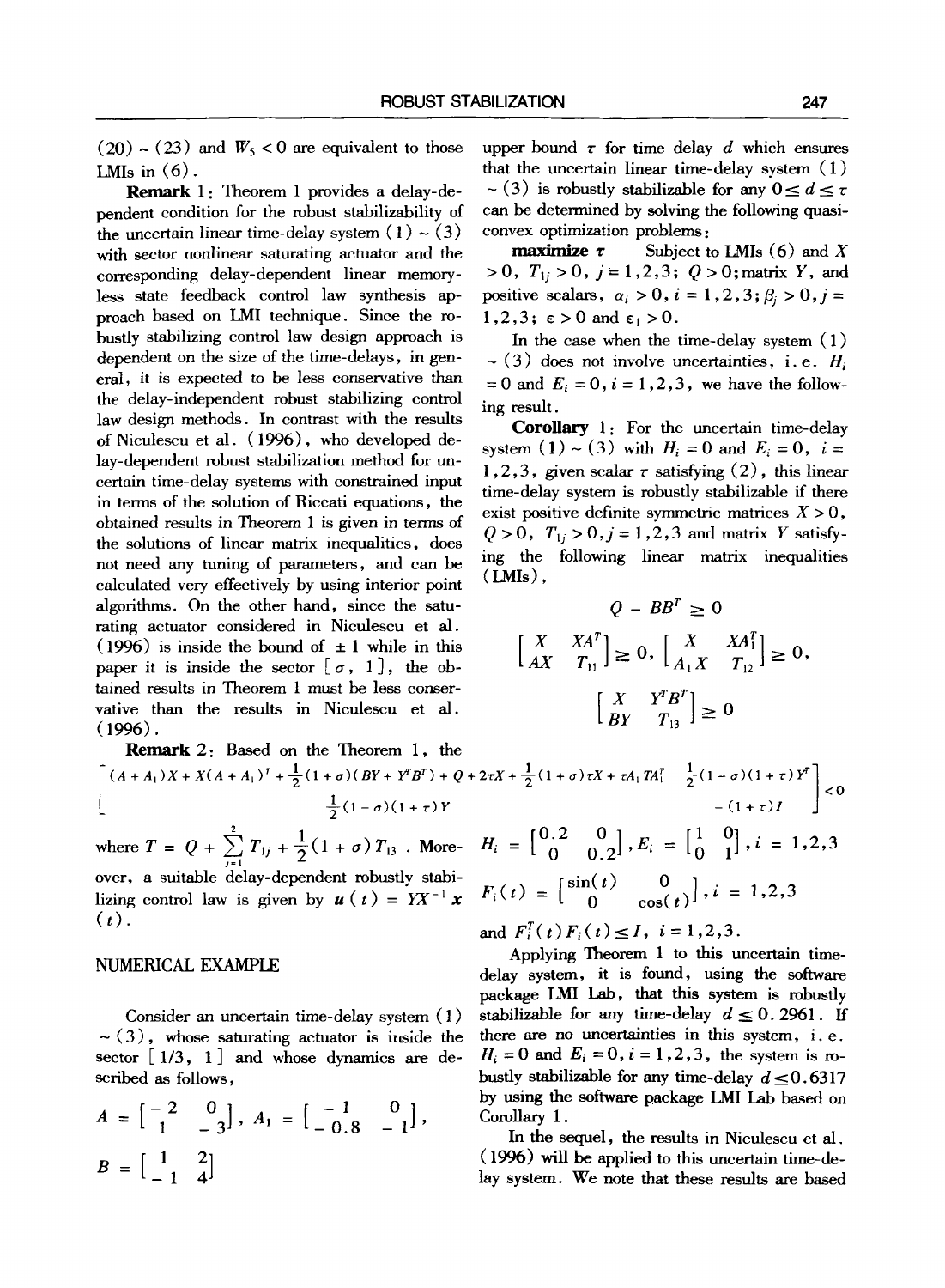(20) ~ (23) and $W_5 < 0$ are equivalent to those LMIs in (6).

**Remark 1**: Theorem 1 provides a delay-dependent condition for the robust stabilizability of the uncertain linear time-delay system (1) ~ (3) with sector nonlinear saturating actuator and the corresponding delay-dependent linear memoryless state feedback control law synthesis approach based on LMI technique. Since the robustly stabilizing control law design approach is dependent on the size of the time-delays, in general, it is expected to be less conservative than the delay-independent robust stabilizing control law design methods. In contrast with the results of Niculescu et al. (1996), who developed delay-dependent robust stabilization method for uncertain time-delay systems with constrained input in terms of the solution of Riccati equations, the obtained results in Theorem 1 is given in terms of the solutions of linear matrix inequalities, does not need any tuning of parameters, and can be calculated very effectively by using interior point algorithms. On the other hand, since the saturating actuator considered in Niculescu et al. (1996) is inside the bound of $\pm 1$ while in this paper it is inside the sector $[\sigma, 1]$, the obtained results in Theorem 1 must be less conservative than the results in Niculescu et al. (1996).

**Remark 2**: Based on the Theorem 1, the upper bound $\tau$ for time delay $d$ which ensures that the uncertain linear time-delay system (1) ~ (3) is robustly stabilizable for any $0 \le d \le \tau$ can be determined by solving the following quasi-convex optimization problems:

**maximize** $\tau$ Subject to LMIs (6) and $X > 0$, $T_{1j} > 0$, $j = 1,2,3$; $Q > 0$; matrix $Y$, and positive scalars, $\alpha_i > 0$, $i = 1,2,3$; $\beta_j > 0$, $j = 1,2,3$; $\varepsilon > 0$ and $\varepsilon_1 > 0$.

In the case when the time-delay system (1) ~ (3) does not involve uncertainties, i.e. $H_i = 0$ and $E_i = 0$, $i = 1,2,3$, we have the following result.

**Corollary 1**: For the uncertain time-delay system (1) ~ (3) with $H_i = 0$ and $E_i = 0$, $i = 1,2,3$, given scalar $\tau$ satisfying (2), this linear time-delay system is robustly stabilizable if there exist positive definite symmetric matrices $X > 0$, $Q > 0$, $T_{1j} > 0, j = 1,2,3$ and matrix $Y$ satisfying the following linear matrix inequalities (LMIs),

$$Q - BB^T \geq 0$$

$$\begin{bmatrix} X & XA^T \\ AX & T_{11} \end{bmatrix} \geq 0, \quad \begin{bmatrix} X & XA_1^T \\ A_1 X & T_{12} \end{bmatrix} \geq 0,$$

$$\begin{bmatrix} X & Y^T B^T \\ BY & T_{13} \end{bmatrix} \geq 0$$

$$\begin{bmatrix} (A + A_1)X + X(A + A_1)^T + \frac{1}{2}(1+\sigma)(BY + Y^T B^T) + Q + 2\tau X + \frac{1}{2}(1+\sigma)\tau X + \tau A_1 T A_1^T & \frac{1}{2}(1-\sigma)(1+\tau)Y^T \\ \frac{1}{2}(1-\sigma)(1+\tau)Y & -(1+\tau)I \end{bmatrix} < 0$$

where $T = Q + \sum_{j=1}^{2} T_{1j} + \frac{1}{2}(1+\sigma)T_{13}$. Moreover, a suitable delay-dependent robustly stabilizing control law is given by $u(t) = YX^{-1}x(t)$.

## NUMERICAL EXAMPLE

Consider an uncertain time-delay system (1) ~ (3), whose saturating actuator is inside the sector $[1/3, 1]$ and whose dynamics are described as follows,

$$A = \begin{bmatrix} -2 & 0 \\ 1 & -3 \end{bmatrix}, \quad A_1 = \begin{bmatrix} -1 & 0 \\ -0.8 & -1 \end{bmatrix},$$

$$B = \begin{bmatrix} 1 & 2 \\ -1 & 4 \end{bmatrix}$$

$$H_i = \begin{bmatrix} 0.2 & 0 \\ 0 & 0.2 \end{bmatrix}, E_i = \begin{bmatrix} 1 & 0 \\ 0 & 1 \end{bmatrix}, i = 1,2,3$$

$$F_i(t) = \begin{bmatrix} \sin(t) & 0 \\ 0 & \cos(t) \end{bmatrix}, i = 1,2,3$$

and $F_i^T(t)F_i(t) \leq I$, $i = 1,2,3$.

Applying Theorem 1 to this uncertain time-delay system, it is found, using the software package LMI Lab, that this system is robustly stabilizable for any time-delay $d \leq 0.2961$. If there are no uncertainties in this system, i.e. $H_i = 0$ and $E_i = 0$, $i = 1,2,3$, the system is robustly stabilizable for any time-delay $d \leq 0.6317$ by using the software package LMI Lab based on Corollary 1.

In the sequel, the results in Niculescu et al. (1996) will be applied to this uncertain time-delay system. We note that these results are based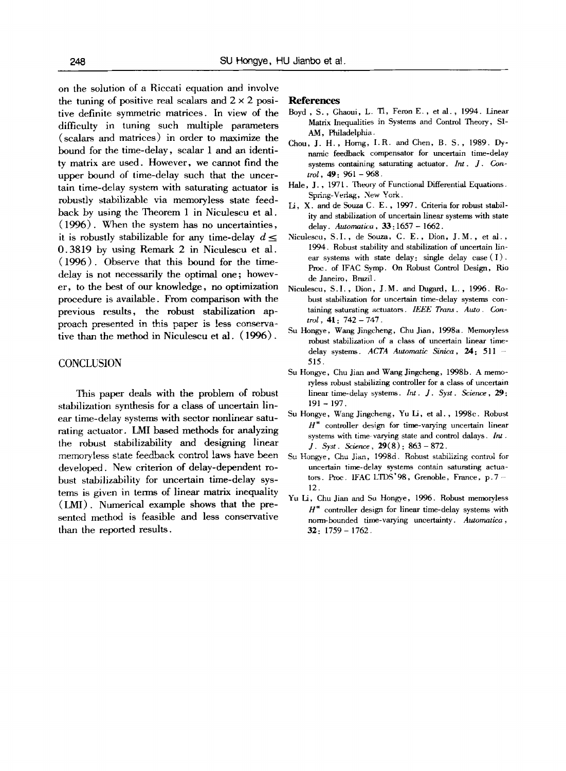on the solution of a Riccati equation and involve the tuning of positive real scalars and $2 \times 2$ positive definite symmetric matrices. In view of the difficulty in tuning such multiple parameters (scalars and matrices) in order to maximize the bound for the time-delay, scalar 1 and an identity matrix are used. However, we cannot find the upper bound of time-delay such that the uncertain time-delay system with saturating actuator is robustly stabilizable via memoryless state feedback by using the Theorem 1 in Niculescu et al. (1996). When the system has no uncertainties, it is robustly stabilizable for any time-delay $d \leq 0.3819$ by using Remark 2 in Niculescu et al. (1996). Observe that this bound for the time-delay is not necessarily the optimal one; however, to the best of our knowledge, no optimization procedure is available. From comparison with the previous results, the robust stabilization approach presented in this paper is less conservative than the method in Niculescu et al. (1996).

## CONCLUSION

This paper deals with the problem of robust stabilization synthesis for a class of uncertain linear time-delay systems with sector nonlinear saturating actuator. LMI based methods for analyzing the robust stabilizability and designing linear memoryless state feedback control laws have been developed. New criterion of delay-dependent robust stabilizability for uncertain time-delay systems is given in terms of linear matrix inequality (LMI). Numerical example shows that the presented method is feasible and less conservative than the reported results.

## References

Boyd, S., Ghaoui, L. El, Feron E., et al., 1994. Linear Matrix Inequalities in Systems and Control Theory, SIAM, Philadelphia.

Chou, J. H., Horng, I.R. and Chen, B. S., 1989. Dynamic feedback compensator for uncertain time-delay systems containing saturating actuator. *Int. J. Control*, **49**: 961 – 968.

Hale, J., 1971. Theory of Functional Differential Equations. Spring-Verlag, New York.

Li, X. and de Souza C. E., 1997. Criteria for robust stability and stabilization of uncertain linear systems with state delay. *Automatica*, **33**: 1657 – 1662.

Niculescu, S.I., de Souza, C. E., Dion, J.M., et al., 1994. Robust stability and stabilization of uncertain linear systems with state delay: single delay case (I). Proc. of IFAC Symp. On Robust Control Design, Rio de Janeiro, Brazil.

Niculescu, S.I., Dion, J.M. and Dugard, L., 1996. Robust stabilization for uncertain time-delay systems containing saturating actuators. *IEEE Trans. Auto. Control*, **41**: 742 – 747.

Su Hongye, Wang Jingcheng, Chu Jian, 1998a. Memoryless robust stabilization of a class of uncertain linear time-delay systems. *ACTA Automatic Sinica*, **24**: 511 – 515.

Su Hongye, Chu Jian and Wang Jingcheng, 1998b. A memoryless robust stabilizing controller for a class of uncertain linear time-delay systems. *Int. J. Syst. Science*, **29**: 191 – 197.

Su Hongye, Wang Jingcheng, Yu Li, et al., 1998c. Robust $H^{\infty}$ controller design for time-varying uncertain linear systems with time-varying state and control dalays. *Int. J. Syst. Science*, **29**(8): 863 – 872.

Su Hongye, Chu Jian, 1998d. Robust stabilizing control for uncertain time-delay systems contain saturating actuators. Proc. IFAC LTDS'98, Grenoble, France, p.7 – 12.

Yu Li, Chu Jian and Su Hongye, 1996. Robust memoryless $H^{\infty}$ controller design for linear time-delay systems with norm-bounded time-varying uncertainty. *Automatica*, **32**: 1759 – 1762.